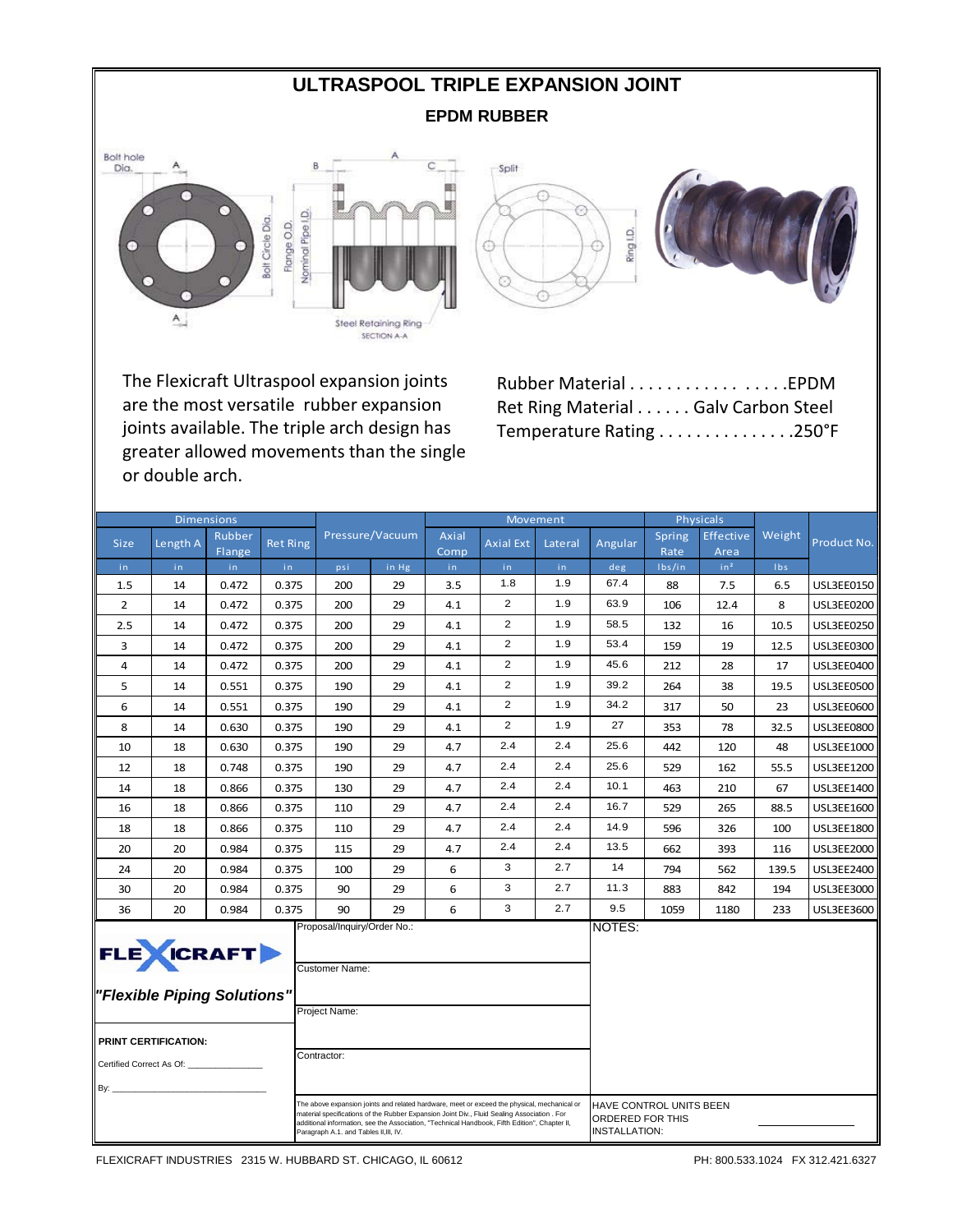# ULTRASPOOL TRIPLE EXPANSION JOINT

## EPDM RUBBER

The Flexicraft Ultraspool expansion joints are the most versatile rubber expansion joints available. The triple arch design has greater allowed movements than the single or double arch.

Rubber Material . . . . . . . . . . . . . . . . .EPDM
Ret Ring Material . . . . . . Galv Carbon Steel
Temperature Rating . . . . . . . . . . . . . . .250°F

| Dimensions | | | | Pressure/Vacuum | | Movement | | | | Physicals | | Weight | Product No. |
|---|---|---|---|---|---|---|---|---|---|---|---|---|---|
| Size | Length A | Rubber Flange | Ret Ring | | | Axial Comp | Axial Ext | Lateral | Angular | Spring Rate | Effective Area | | |
| in | in | in | in | psi | in Hg | in | in | in | deg | lbs/in | in² | lbs | |
| 1.5 | 14 | 0.472 | 0.375 | 200 | 29 | 3.5 | 1.8 | 1.9 | 67.4 | 88 | 7.5 | 6.5 | USL3EE0150 |
| 2 | 14 | 0.472 | 0.375 | 200 | 29 | 4.1 | 2 | 1.9 | 63.9 | 106 | 12.4 | 8 | USL3EE0200 |
| 2.5 | 14 | 0.472 | 0.375 | 200 | 29 | 4.1 | 2 | 1.9 | 58.5 | 132 | 16 | 10.5 | USL3EE0250 |
| 3 | 14 | 0.472 | 0.375 | 200 | 29 | 4.1 | 2 | 1.9 | 53.4 | 159 | 19 | 12.5 | USL3EE0300 |
| 4 | 14 | 0.472 | 0.375 | 200 | 29 | 4.1 | 2 | 1.9 | 45.6 | 212 | 28 | 17 | USL3EE0400 |
| 5 | 14 | 0.551 | 0.375 | 190 | 29 | 4.1 | 2 | 1.9 | 39.2 | 264 | 38 | 19.5 | USL3EE0500 |
| 6 | 14 | 0.551 | 0.375 | 190 | 29 | 4.1 | 2 | 1.9 | 34.2 | 317 | 50 | 23 | USL3EE0600 |
| 8 | 14 | 0.630 | 0.375 | 190 | 29 | 4.1 | 2 | 1.9 | 27 | 353 | 78 | 32.5 | USL3EE0800 |
| 10 | 18 | 0.630 | 0.375 | 190 | 29 | 4.7 | 2.4 | 2.4 | 25.6 | 442 | 120 | 48 | USL3EE1000 |
| 12 | 18 | 0.748 | 0.375 | 190 | 29 | 4.7 | 2.4 | 2.4 | 25.6 | 529 | 162 | 55.5 | USL3EE1200 |
| 14 | 18 | 0.866 | 0.375 | 130 | 29 | 4.7 | 2.4 | 2.4 | 10.1 | 463 | 210 | 67 | USL3EE1400 |
| 16 | 18 | 0.866 | 0.375 | 110 | 29 | 4.7 | 2.4 | 2.4 | 16.7 | 529 | 265 | 88.5 | USL3EE1600 |
| 18 | 18 | 0.866 | 0.375 | 110 | 29 | 4.7 | 2.4 | 2.4 | 14.9 | 596 | 326 | 100 | USL3EE1800 |
| 20 | 20 | 0.984 | 0.375 | 115 | 29 | 4.7 | 2.4 | 2.4 | 13.5 | 662 | 393 | 116 | USL3EE2000 |
| 24 | 20 | 0.984 | 0.375 | 100 | 29 | 6 | 3 | 2.7 | 14 | 794 | 562 | 139.5 | USL3EE2400 |
| 30 | 20 | 0.984 | 0.375 | 90 | 29 | 6 | 3 | 2.7 | 11.3 | 883 | 842 | 194 | USL3EE3000 |
| 36 | 20 | 0.984 | 0.375 | 90 | 29 | 6 | 3 | 2.7 | 9.5 | 1059 | 1180 | 233 | USL3EE3600 |

**FLEXICRAFT**

***"Flexible Piping Solutions"***

**PRINT CERTIFICATION:**

Certified Correct As Of: _______________

By: _______________________________

Proposal/Inquiry/Order No.:

Customer Name:

Project Name:

Contractor:

NOTES:

The above expansion joints and related hardware, meet or exceed the physical, mechanical or material specifications of the Rubber Expansion Joint Div., Fluid Sealing Association . For additional information, see the Association, "Technical Handbook, Fifth Edition", Chapter II, Paragraph A.1. and Tables II,III, IV.

HAVE CONTROL UNITS BEEN ORDERED FOR THIS INSTALLATION: _______________

FLEXICRAFT INDUSTRIES 2315 W. HUBBARD ST. CHICAGO, IL 60612 PH: 800.533.1024 FX 312.421.6327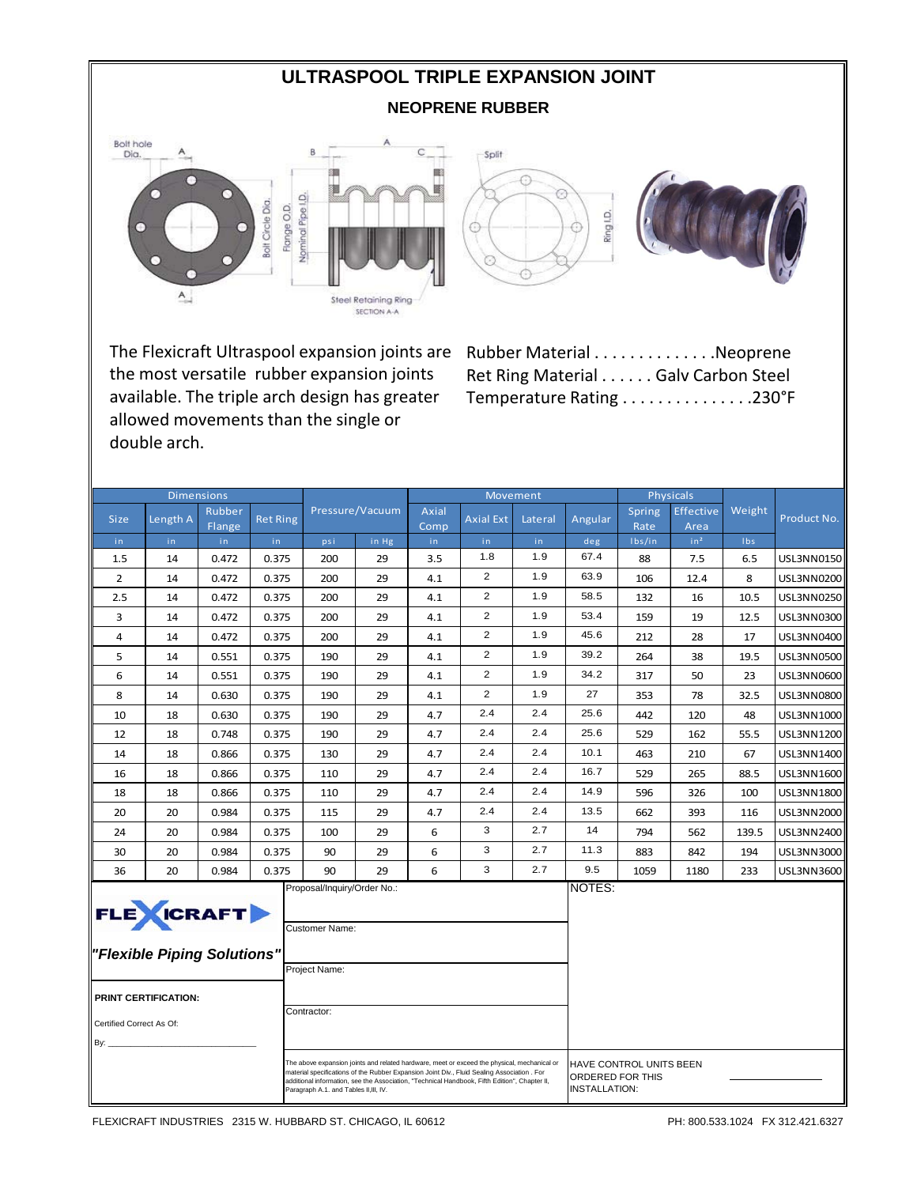# ULTRASPOOL TRIPLE EXPANSION JOINT

## NEOPRENE RUBBER

Bolt hole Dia. A A Bolt Circle Dia. Flange O.D. Nominal Pipe I.D. B A C Steel Retaining Ring SECTION A-A Split Ring I.D.

The Flexicraft Ultraspool expansion joints are the most versatile rubber expansion joints available. The triple arch design has greater allowed movements than the single or double arch.

Rubber Material . . . . . . . . . . . . . .Neoprene
Ret Ring Material . . . . . . Galv Carbon Steel
Temperature Rating . . . . . . . . . . . . . . .230°F

| Dimensions | | | | Pressure/Vacuum | | Movement | | | | Physicals | | Weight | Product No. |
|---|---|---|---|---|---|---|---|---|---|---|---|---|---|
| Size | Length A | Rubber Flange | Ret Ring | | | Axial Comp | Axial Ext | Lateral | Angular | Spring Rate | Effective Area | | |
| in | in | in | in | psi | in Hg | in | in | in | deg | lbs/in | in² | lbs | |
| 1.5 | 14 | 0.472 | 0.375 | 200 | 29 | 3.5 | 1.8 | 1.9 | 67.4 | 88 | 7.5 | 6.5 | USL3NN0150 |
| 2 | 14 | 0.472 | 0.375 | 200 | 29 | 4.1 | 2 | 1.9 | 63.9 | 106 | 12.4 | 8 | USL3NN0200 |
| 2.5 | 14 | 0.472 | 0.375 | 200 | 29 | 4.1 | 2 | 1.9 | 58.5 | 132 | 16 | 10.5 | USL3NN0250 |
| 3 | 14 | 0.472 | 0.375 | 200 | 29 | 4.1 | 2 | 1.9 | 53.4 | 159 | 19 | 12.5 | USL3NN0300 |
| 4 | 14 | 0.472 | 0.375 | 200 | 29 | 4.1 | 2 | 1.9 | 45.6 | 212 | 28 | 17 | USL3NN0400 |
| 5 | 14 | 0.551 | 0.375 | 190 | 29 | 4.1 | 2 | 1.9 | 39.2 | 264 | 38 | 19.5 | USL3NN0500 |
| 6 | 14 | 0.551 | 0.375 | 190 | 29 | 4.1 | 2 | 1.9 | 34.2 | 317 | 50 | 23 | USL3NN0600 |
| 8 | 14 | 0.630 | 0.375 | 190 | 29 | 4.1 | 2 | 1.9 | 27 | 353 | 78 | 32.5 | USL3NN0800 |
| 10 | 18 | 0.630 | 0.375 | 190 | 29 | 4.7 | 2.4 | 2.4 | 25.6 | 442 | 120 | 48 | USL3NN1000 |
| 12 | 18 | 0.748 | 0.375 | 190 | 29 | 4.7 | 2.4 | 2.4 | 25.6 | 529 | 162 | 55.5 | USL3NN1200 |
| 14 | 18 | 0.866 | 0.375 | 130 | 29 | 4.7 | 2.4 | 2.4 | 10.1 | 463 | 210 | 67 | USL3NN1400 |
| 16 | 18 | 0.866 | 0.375 | 110 | 29 | 4.7 | 2.4 | 2.4 | 16.7 | 529 | 265 | 88.5 | USL3NN1600 |
| 18 | 18 | 0.866 | 0.375 | 110 | 29 | 4.7 | 2.4 | 2.4 | 14.9 | 596 | 326 | 100 | USL3NN1800 |
| 20 | 20 | 0.984 | 0.375 | 115 | 29 | 4.7 | 2.4 | 2.4 | 13.5 | 662 | 393 | 116 | USL3NN2000 |
| 24 | 20 | 0.984 | 0.375 | 100 | 29 | 6 | 3 | 2.7 | 14 | 794 | 562 | 139.5 | USL3NN2400 |
| 30 | 20 | 0.984 | 0.375 | 90 | 29 | 6 | 3 | 2.7 | 11.3 | 883 | 842 | 194 | USL3NN3000 |
| 36 | 20 | 0.984 | 0.375 | 90 | 29 | 6 | 3 | 2.7 | 9.5 | 1059 | 1180 | 233 | USL3NN3600 |

**FLEXICRAFT**

***"Flexible Piping Solutions"***

**PRINT CERTIFICATION:**

Certified Correct As Of:

By: ______________________________

Proposal/Inquiry/Order No.:

Customer Name:

Project Name:

Contractor:

NOTES:

The above expansion joints and related hardware, meet or exceed the physical, mechanical or material specifications of the Rubber Expansion Joint Div., Fluid Sealing Association . For additional information, see the Association, "Technical Handbook, Fifth Edition", Chapter II, Paragraph A.1. and Tables II,III, IV.

HAVE CONTROL UNITS BEEN ORDERED FOR THIS INSTALLATION: ____________

FLEXICRAFT INDUSTRIES 2315 W. HUBBARD ST. CHICAGO, IL 60612 PH: 800.533.1024 FX 312.421.6327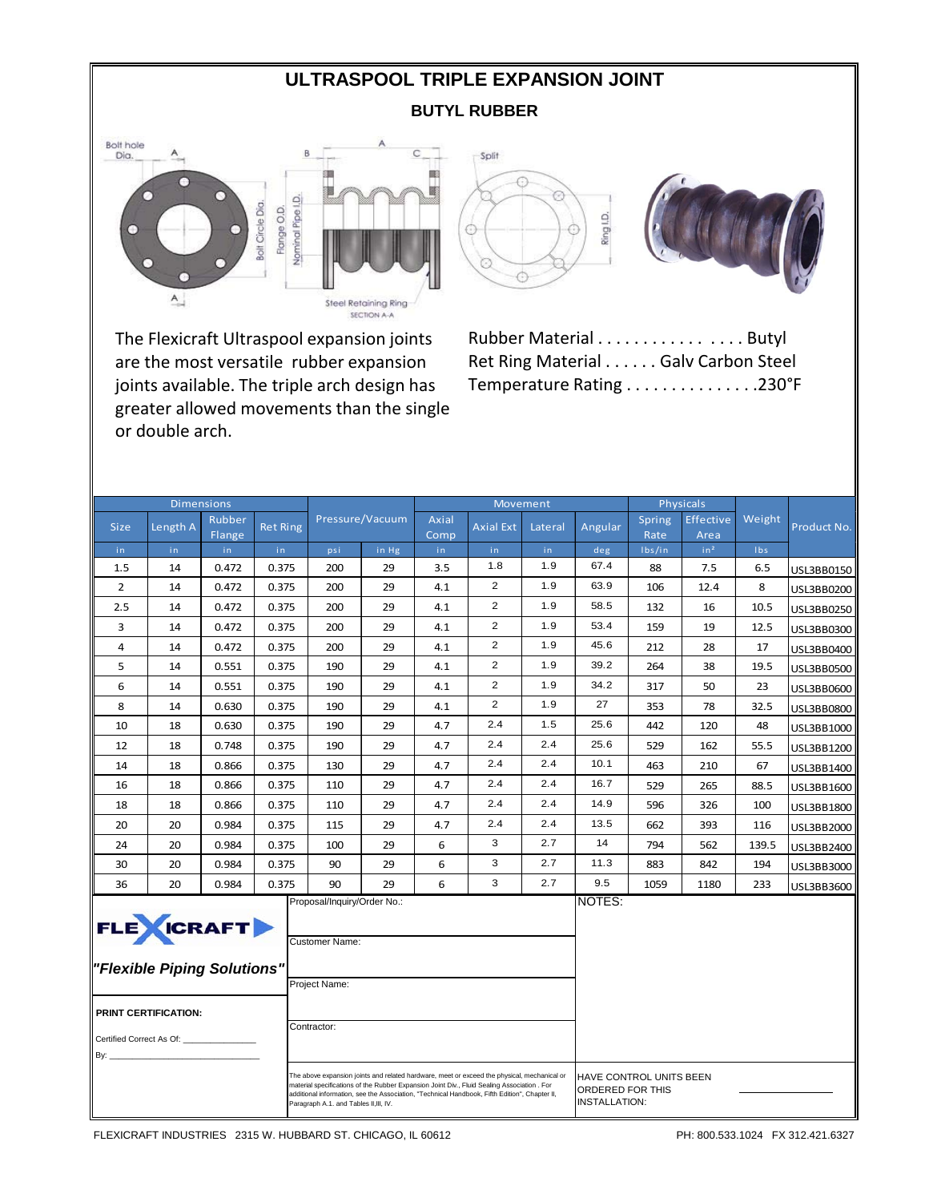# ULTRASPOOL TRIPLE EXPANSION JOINT

## BUTYL RUBBER

Bolt hole Dia. A A B A C Bolt Circle Dia. Flange O.D. Nominal Pipe I.D. Steel Retaining Ring SECTION A-A Split Ring I.D.

The Flexicraft Ultraspool expansion joints are the most versatile rubber expansion joints available. The triple arch design has greater allowed movements than the single or double arch.

Rubber Material . . . . . . . . . . . . . . . . Butyl
Ret Ring Material . . . . . . Galv Carbon Steel
Temperature Rating . . . . . . . . . . . . . . .230°F

| Dimensions | | | | | | Movement | | | | Physicals | | | |
|---|---|---|---|---|---|---|---|---|---|---|---|---|---|
| Size | Length A | Rubber Flange | Ret Ring | Pressure/Vacuum | | Axial Comp | Axial Ext | Lateral | Angular | Spring Rate | Effective Area | Weight | Product No. |
| in | in | in | in | psi | in Hg | in | in | in | deg | lbs/in | in² | lbs | |
| 1.5 | 14 | 0.472 | 0.375 | 200 | 29 | 3.5 | 1.8 | 1.9 | 67.4 | 88 | 7.5 | 6.5 | USL3BB0150 |
| 2 | 14 | 0.472 | 0.375 | 200 | 29 | 4.1 | 2 | 1.9 | 63.9 | 106 | 12.4 | 8 | USL3BB0200 |
| 2.5 | 14 | 0.472 | 0.375 | 200 | 29 | 4.1 | 2 | 1.9 | 58.5 | 132 | 16 | 10.5 | USL3BB0250 |
| 3 | 14 | 0.472 | 0.375 | 200 | 29 | 4.1 | 2 | 1.9 | 53.4 | 159 | 19 | 12.5 | USL3BB0300 |
| 4 | 14 | 0.472 | 0.375 | 200 | 29 | 4.1 | 2 | 1.9 | 45.6 | 212 | 28 | 17 | USL3BB0400 |
| 5 | 14 | 0.551 | 0.375 | 190 | 29 | 4.1 | 2 | 1.9 | 39.2 | 264 | 38 | 19.5 | USL3BB0500 |
| 6 | 14 | 0.551 | 0.375 | 190 | 29 | 4.1 | 2 | 1.9 | 34.2 | 317 | 50 | 23 | USL3BB0600 |
| 8 | 14 | 0.630 | 0.375 | 190 | 29 | 4.1 | 2 | 1.9 | 27 | 353 | 78 | 32.5 | USL3BB0800 |
| 10 | 18 | 0.630 | 0.375 | 190 | 29 | 4.7 | 2.4 | 1.5 | 25.6 | 442 | 120 | 48 | USL3BB1000 |
| 12 | 18 | 0.748 | 0.375 | 190 | 29 | 4.7 | 2.4 | 2.4 | 25.6 | 529 | 162 | 55.5 | USL3BB1200 |
| 14 | 18 | 0.866 | 0.375 | 130 | 29 | 4.7 | 2.4 | 2.4 | 10.1 | 463 | 210 | 67 | USL3BB1400 |
| 16 | 18 | 0.866 | 0.375 | 110 | 29 | 4.7 | 2.4 | 2.4 | 16.7 | 529 | 265 | 88.5 | USL3BB1600 |
| 18 | 18 | 0.866 | 0.375 | 110 | 29 | 4.7 | 2.4 | 2.4 | 14.9 | 596 | 326 | 100 | USL3BB1800 |
| 20 | 20 | 0.984 | 0.375 | 115 | 29 | 4.7 | 2.4 | 2.4 | 13.5 | 662 | 393 | 116 | USL3BB2000 |
| 24 | 20 | 0.984 | 0.375 | 100 | 29 | 6 | 3 | 2.7 | 14 | 794 | 562 | 139.5 | USL3BB2400 |
| 30 | 20 | 0.984 | 0.375 | 90 | 29 | 6 | 3 | 2.7 | 11.3 | 883 | 842 | 194 | USL3BB3000 |
| 36 | 20 | 0.984 | 0.375 | 90 | 29 | 6 | 3 | 2.7 | 9.5 | 1059 | 1180 | 233 | USL3BB3600 |

**FLEXICRAFT**

***"Flexible Piping Solutions"***

**PRINT CERTIFICATION:**

Certified Correct As Of: _______________

By: _______________________________

Proposal/Inquiry/Order No.:

Customer Name:

Project Name:

Contractor:

The above expansion joints and related hardware, meet or exceed the physical, mechanical or material specifications of the Rubber Expansion Joint Div., Fluid Sealing Association . For additional information, see the Association, "Technical Handbook, Fifth Edition", Chapter II, Paragraph A.1. and Tables II,III, IV.

NOTES:

HAVE CONTROL UNITS BEEN ORDERED FOR THIS INSTALLATION: _______________

FLEXICRAFT INDUSTRIES 2315 W. HUBBARD ST. CHICAGO, IL 60612 PH: 800.533.1024 FX 312.421.6327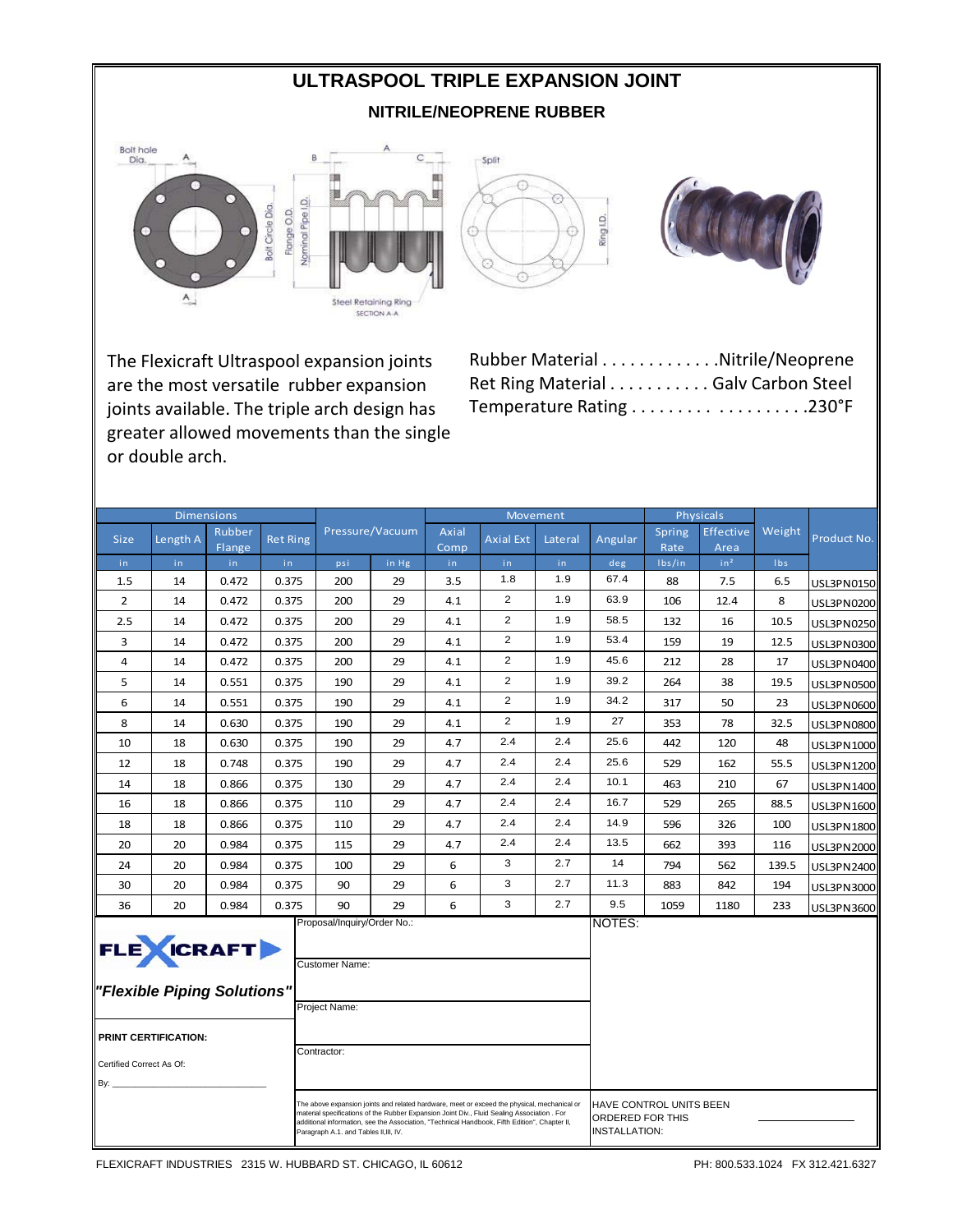# ULTRASPOOL TRIPLE EXPANSION JOINT

## NITRILE/NEOPRENE RUBBER

Bolt hole Dia.

A

Bolt Circle Dia.

Flange O.D.

Nominal Pipe I.D.

B

C

Steel Retaining Ring

SECTION A-A

Split

Ring I.D.

The Flexicraft Ultraspool expansion joints are the most versatile rubber expansion joints available. The triple arch design has greater allowed movements than the single or double arch.

Rubber Material . . . . . . . . . . . . .Nitrile/Neoprene
Ret Ring Material . . . . . . . . . . . Galv Carbon Steel
Temperature Rating . . . . . . . . . . . . . . . . . . .230°F

| Dimensions | | | | Pressure/Vacuum | | Movement | | | | Physicals | | | Product No. |
|---|---|---|---|---|---|---|---|---|---|---|---|---|---|
| Size | Length A | Rubber Flange | Ret Ring | | | Axial Comp | Axial Ext | Lateral | Angular | Spring Rate | Effective Area | Weight | |
| in | in | in | in | psi | in Hg | in | in | in | deg | lbs/in | in² | lbs | |
| 1.5 | 14 | 0.472 | 0.375 | 200 | 29 | 3.5 | 1.8 | 1.9 | 67.4 | 88 | 7.5 | 6.5 | USL3PN0150 |
| 2 | 14 | 0.472 | 0.375 | 200 | 29 | 4.1 | 2 | 1.9 | 63.9 | 106 | 12.4 | 8 | USL3PN0200 |
| 2.5 | 14 | 0.472 | 0.375 | 200 | 29 | 4.1 | 2 | 1.9 | 58.5 | 132 | 16 | 10.5 | USL3PN0250 |
| 3 | 14 | 0.472 | 0.375 | 200 | 29 | 4.1 | 2 | 1.9 | 53.4 | 159 | 19 | 12.5 | USL3PN0300 |
| 4 | 14 | 0.472 | 0.375 | 200 | 29 | 4.1 | 2 | 1.9 | 45.6 | 212 | 28 | 17 | USL3PN0400 |
| 5 | 14 | 0.551 | 0.375 | 190 | 29 | 4.1 | 2 | 1.9 | 39.2 | 264 | 38 | 19.5 | USL3PN0500 |
| 6 | 14 | 0.551 | 0.375 | 190 | 29 | 4.1 | 2 | 1.9 | 34.2 | 317 | 50 | 23 | USL3PN0600 |
| 8 | 14 | 0.630 | 0.375 | 190 | 29 | 4.1 | 2 | 1.9 | 27 | 353 | 78 | 32.5 | USL3PN0800 |
| 10 | 18 | 0.630 | 0.375 | 190 | 29 | 4.7 | 2.4 | 2.4 | 25.6 | 442 | 120 | 48 | USL3PN1000 |
| 12 | 18 | 0.748 | 0.375 | 190 | 29 | 4.7 | 2.4 | 2.4 | 25.6 | 529 | 162 | 55.5 | USL3PN1200 |
| 14 | 18 | 0.866 | 0.375 | 130 | 29 | 4.7 | 2.4 | 2.4 | 10.1 | 463 | 210 | 67 | USL3PN1400 |
| 16 | 18 | 0.866 | 0.375 | 110 | 29 | 4.7 | 2.4 | 2.4 | 16.7 | 529 | 265 | 88.5 | USL3PN1600 |
| 18 | 18 | 0.866 | 0.375 | 110 | 29 | 4.7 | 2.4 | 2.4 | 14.9 | 596 | 326 | 100 | USL3PN1800 |
| 20 | 20 | 0.984 | 0.375 | 115 | 29 | 4.7 | 2.4 | 2.4 | 13.5 | 662 | 393 | 116 | USL3PN2000 |
| 24 | 20 | 0.984 | 0.375 | 100 | 29 | 6 | 3 | 2.7 | 14 | 794 | 562 | 139.5 | USL3PN2400 |
| 30 | 20 | 0.984 | 0.375 | 90 | 29 | 6 | 3 | 2.7 | 11.3 | 883 | 842 | 194 | USL3PN3000 |
| 36 | 20 | 0.984 | 0.375 | 90 | 29 | 6 | 3 | 2.7 | 9.5 | 1059 | 1180 | 233 | USL3PN3600 |

**FLEXICRAFT**

***"Flexible Piping Solutions"***

**PRINT CERTIFICATION:**

Certified Correct As Of:

By: ______________________________

Proposal/Inquiry/Order No.:

Customer Name:

Project Name:

Contractor:

The above expansion joints and related hardware, meet or exceed the physical, mechanical or material specifications of the Rubber Expansion Joint Div., Fluid Sealing Association . For additional information, see the Association, "Technical Handbook, Fifth Edition", Chapter II, Paragraph A.1. and Tables II,III, IV.

NOTES:

HAVE CONTROL UNITS BEEN ORDERED FOR THIS INSTALLATION: ____________

FLEXICRAFT INDUSTRIES 2315 W. HUBBARD ST. CHICAGO, IL 60612 PH: 800.533.1024 FX 312.421.6327